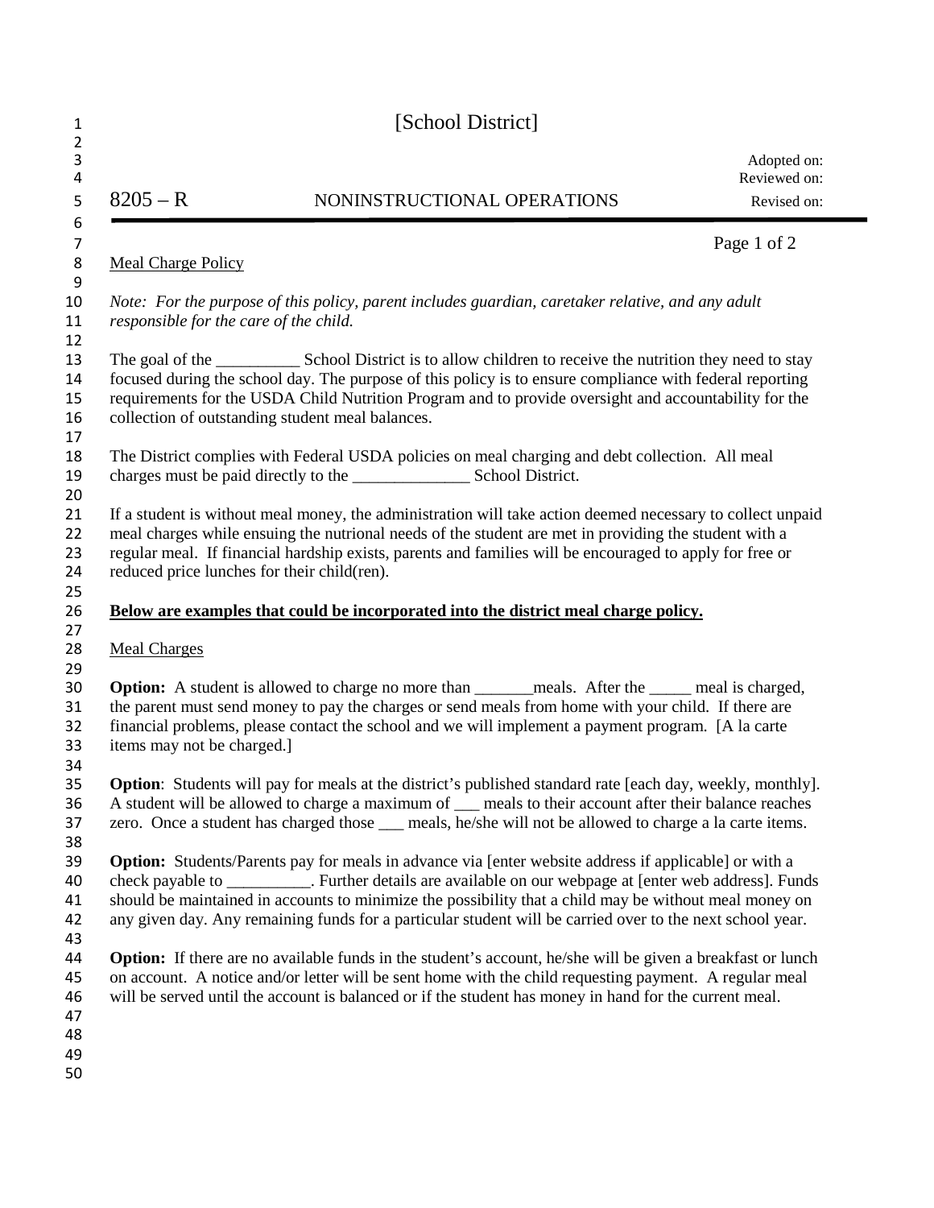# [School District]

Adopted on:
Reviewed on:
Revised on:

**8205 – R** NONINSTRUCTIONAL OPERATIONS

Meal Charge Policy

*Note: For the purpose of this policy, parent includes guardian, caretaker relative, and any adult responsible for the care of the child.*

The goal of the __________ School District is to allow children to receive the nutrition they need to stay focused during the school day. The purpose of this policy is to ensure compliance with federal reporting requirements for the USDA Child Nutrition Program and to provide oversight and accountability for the collection of outstanding student meal balances.

The District complies with Federal USDA policies on meal charging and debt collection. All meal charges must be paid directly to the ______________ School District.

If a student is without meal money, the administration will take action deemed necessary to collect unpaid meal charges while ensuing the nutrional needs of the student are met in providing the student with a regular meal. If financial hardship exists, parents and families will be encouraged to apply for free or reduced price lunches for their child(ren).

**Below are examples that could be incorporated into the district meal charge policy.**

Meal Charges

**Option:** A student is allowed to charge no more than _______meals. After the _____ meal is charged, the parent must send money to pay the charges or send meals from home with your child. If there are financial problems, please contact the school and we will implement a payment program. [A la carte items may not be charged.]

**Option**: Students will pay for meals at the district's published standard rate [each day, weekly, monthly]. A student will be allowed to charge a maximum of ___ meals to their account after their balance reaches zero. Once a student has charged those ___ meals, he/she will not be allowed to charge a la carte items.

**Option:** Students/Parents pay for meals in advance via [enter website address if applicable] or with a check payable to __________. Further details are available on our webpage at [enter web address]. Funds should be maintained in accounts to minimize the possibility that a child may be without meal money on any given day. Any remaining funds for a particular student will be carried over to the next school year.

**Option:** If there are no available funds in the student's account, he/she will be given a breakfast or lunch on account. A notice and/or letter will be sent home with the child requesting payment. A regular meal will be served until the account is balanced or if the student has money in hand for the current meal.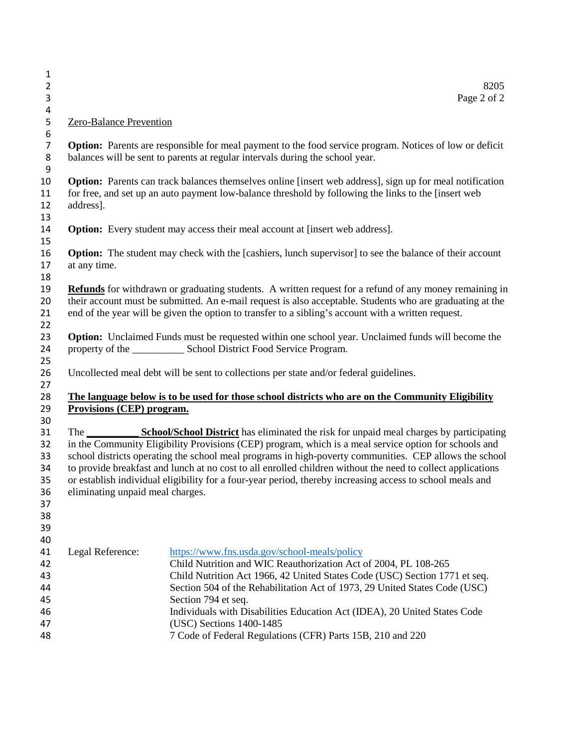Zero-Balance Prevention

**Option:** Parents are responsible for meal payment to the food service program. Notices of low or deficit balances will be sent to parents at regular intervals during the school year.

**Option:** Parents can track balances themselves online [insert web address], sign up for meal notification for free, and set up an auto payment low-balance threshold by following the links to the [insert web address].

**Option:** Every student may access their meal account at [insert web address].

**Option:** The student may check with the [cashiers, lunch supervisor] to see the balance of their account at any time.

**Refunds** for withdrawn or graduating students. A written request for a refund of any money remaining in their account must be submitted. An e-mail request is also acceptable. Students who are graduating at the end of the year will be given the option to transfer to a sibling's account with a written request.

**Option:** Unclaimed Funds must be requested within one school year. Unclaimed funds will become the property of the __________ School District Food Service Program.

Uncollected meal debt will be sent to collections per state and/or federal guidelines.

**The language below is to be used for those school districts who are on the Community Eligibility Provisions (CEP) program.**

The **__________ School/School District** has eliminated the risk for unpaid meal charges by participating in the Community Eligibility Provisions (CEP) program, which is a meal service option for schools and school districts operating the school meal programs in high-poverty communities. CEP allows the school to provide breakfast and lunch at no cost to all enrolled children without the need to collect applications or establish individual eligibility for a four-year period, thereby increasing access to school meals and eliminating unpaid meal charges.

Legal Reference:

- https://www.fns.usda.gov/school-meals/policy
- Child Nutrition and WIC Reauthorization Act of 2004, PL 108-265
- Child Nutrition Act 1966, 42 United States Code (USC) Section 1771 et seq.
- Section 504 of the Rehabilitation Act of 1973, 29 United States Code (USC) Section 794 et seq.
- Individuals with Disabilities Education Act (IDEA), 20 United States Code (USC) Sections 1400-1485
- 7 Code of Federal Regulations (CFR) Parts 15B, 210 and 220